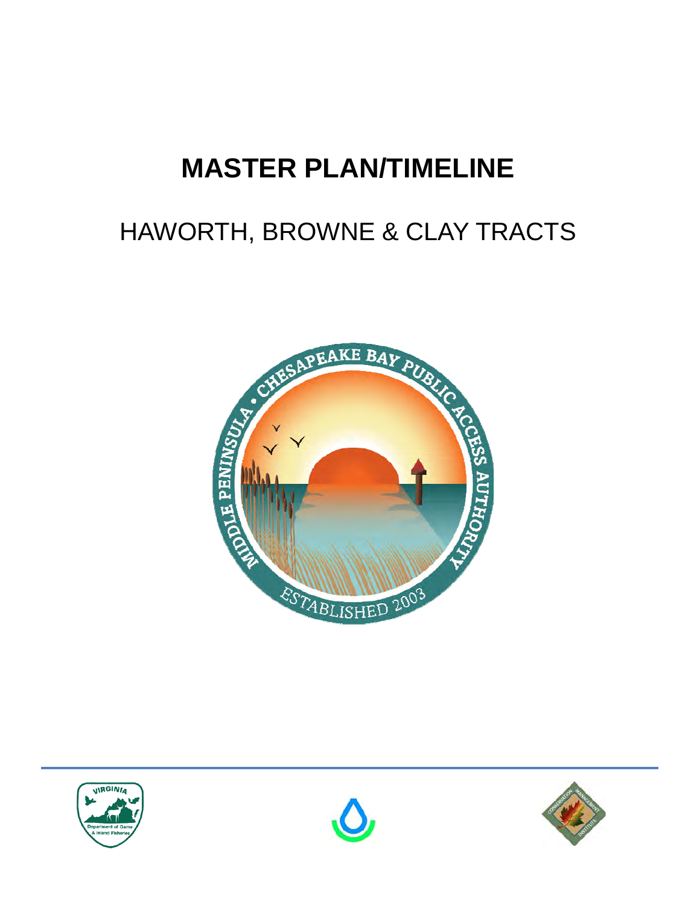# MASTER PLAN/TIMELINE

## HAWORTH, BROWNE & CLAY TRACTS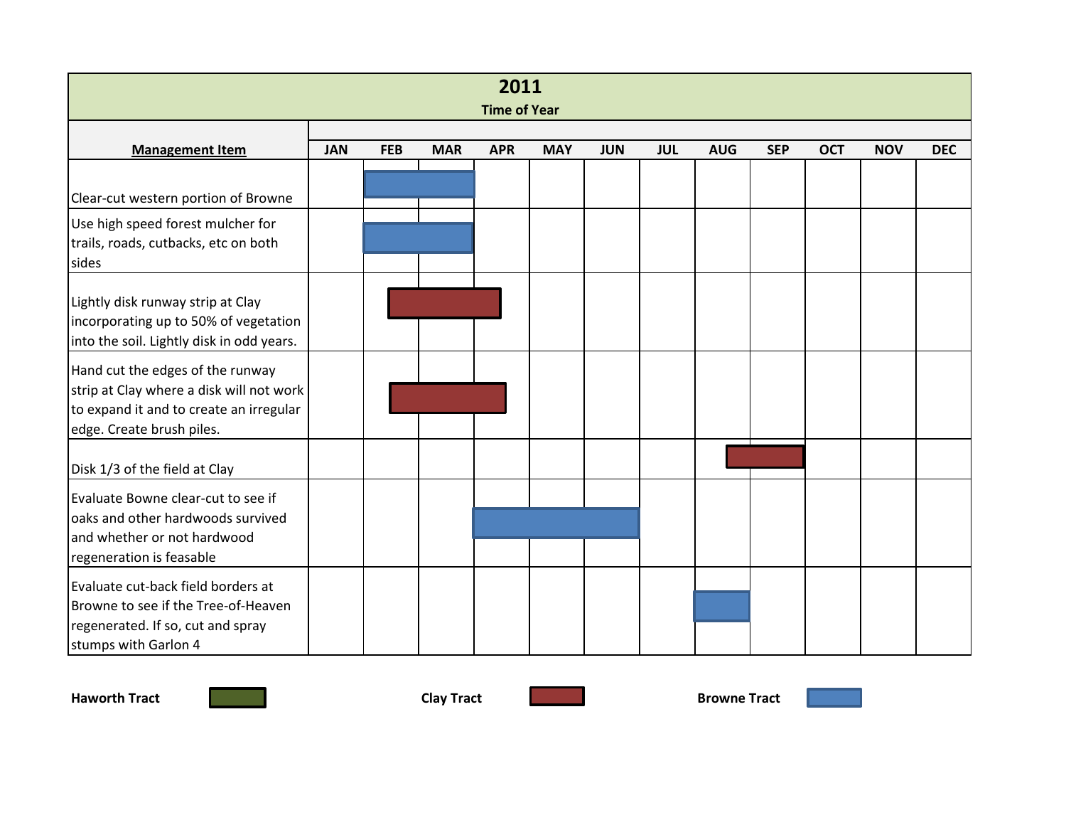| 2011 Time of Year | | | | | | | | | | | | |
|---|---|---|---|---|---|---|---|---|---|---|---|---|
| **Management Item** | JAN | FEB | MAR | APR | MAY | JUN | JUL | AUG | SEP | OCT | NOV | DEC |
| Clear-cut western portion of Browne | | Browne Tract | Browne Tract | | | | | | | | | |
| Use high speed forest mulcher for trails, roads, cutbacks, etc on both sides | | Browne Tract | Browne Tract | | | | | | | | | |
| Lightly disk runway strip at Clay incorporating up to 50% of vegetation into the soil. Lightly disk in odd years. | | Clay Tract | Clay Tract | | | | | | | | | |
| Hand cut the edges of the runway strip at Clay where a disk will not work to expand it and to create an irregular edge. Create brush piles. | | Clay Tract | Clay Tract | Clay Tract | | | | | | | | |
| Disk 1/3 of the field at Clay | | | | | | | | Clay Tract | Clay Tract | | | |
| Evaluate Bowne clear-cut to see if oaks and other hardwoods survived and whether or not hardwood regeneration is feasable | | | | Browne Tract | Browne Tract | Browne Tract | | | | | | |
| Evaluate cut-back field borders at Browne to see if the Tree-of-Heaven regenerated. If so, cut and spray stumps with Garlon 4 | | | | | | | | Browne Tract | | | | |

**Haworth Tract** | **Clay Tract** | **Browne Tract**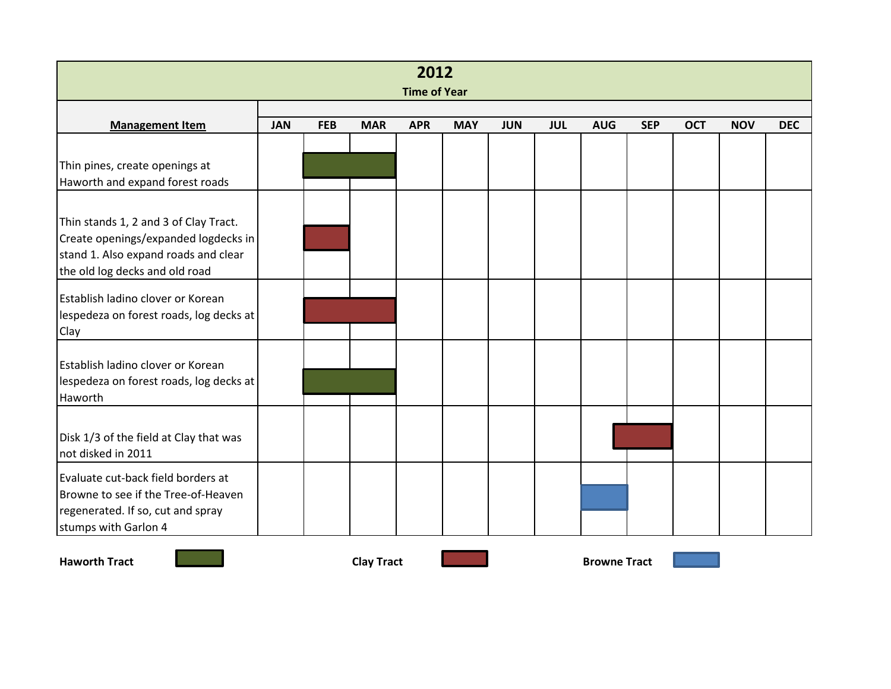# 2012

**Time of Year**

| Management Item | JAN | FEB | MAR | APR | MAY | JUN | JUL | AUG | SEP | OCT | NOV | DEC |
|---|---|---|---|---|---|---|---|---|---|---|---|---|
| Thin pines, create openings at Haworth and expand forest roads | | Haworth Tract | Haworth Tract | | | | | | | | | |
| Thin stands 1, 2 and 3 of Clay Tract. Create openings/expanded logdecks in stand 1. Also expand roads and clear the old log decks and old road | | Clay Tract | | | | | | | | | | |
| Establish ladino clover or Korean lespedeza on forest roads, log decks at Clay | | Clay Tract | Clay Tract | | | | | | | | | |
| Establish ladino clover or Korean lespedeza on forest roads, log decks at Haworth | | Haworth Tract | Haworth Tract | | | | | | | | | |
| Disk 1/3 of the field at Clay that was not disked in 2011 | | | | | | | | Clay Tract | Clay Tract | | | |
| Evaluate cut-back field borders at Browne to see if the Tree-of-Heaven regenerated. If so, cut and spray stumps with Garlon 4 | | | | | | | | Browne Tract | | | | |

**Haworth Tract** (green) **Clay Tract** (red) **Browne Tract** (blue)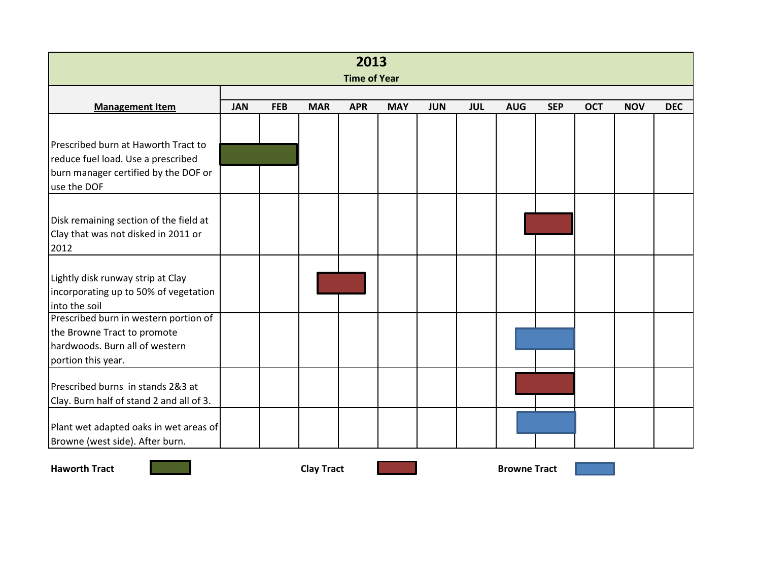# 2013

**Time of Year**

| Management Item | JAN | FEB | MAR | APR | MAY | JUN | JUL | AUG | SEP | OCT | NOV | DEC |
|---|---|---|---|---|---|---|---|---|---|---|---|---|
| Prescribed burn at Haworth Tract to reduce fuel load. Use a prescribed burn manager certified by the DOF or use the DOF | Haworth | Haworth | | | | | | | | | | |
| Disk remaining section of the field at Clay that was not disked in 2011 or 2012 | | | | | | | | Clay | Clay | | | |
| Lightly disk runway strip at Clay incorporating up to 50% of vegetation into the soil | | | Clay | Clay | | | | | | | | |
| Prescribed burn in western portion of the Browne Tract to promote hardwoods. Burn all of western portion this year. | | | | | | | | Browne | Browne | | | |
| Prescribed burns in stands 2&3 at Clay. Burn half of stand 2 and all of 3. | | | | | | | | Clay | Clay | | | |
| Plant wet adapted oaks in wet areas of Browne (west side). After burn. | | | | | | | | Browne | Browne | | | |

**Haworth Tract** | **Clay Tract** | **Browne Tract**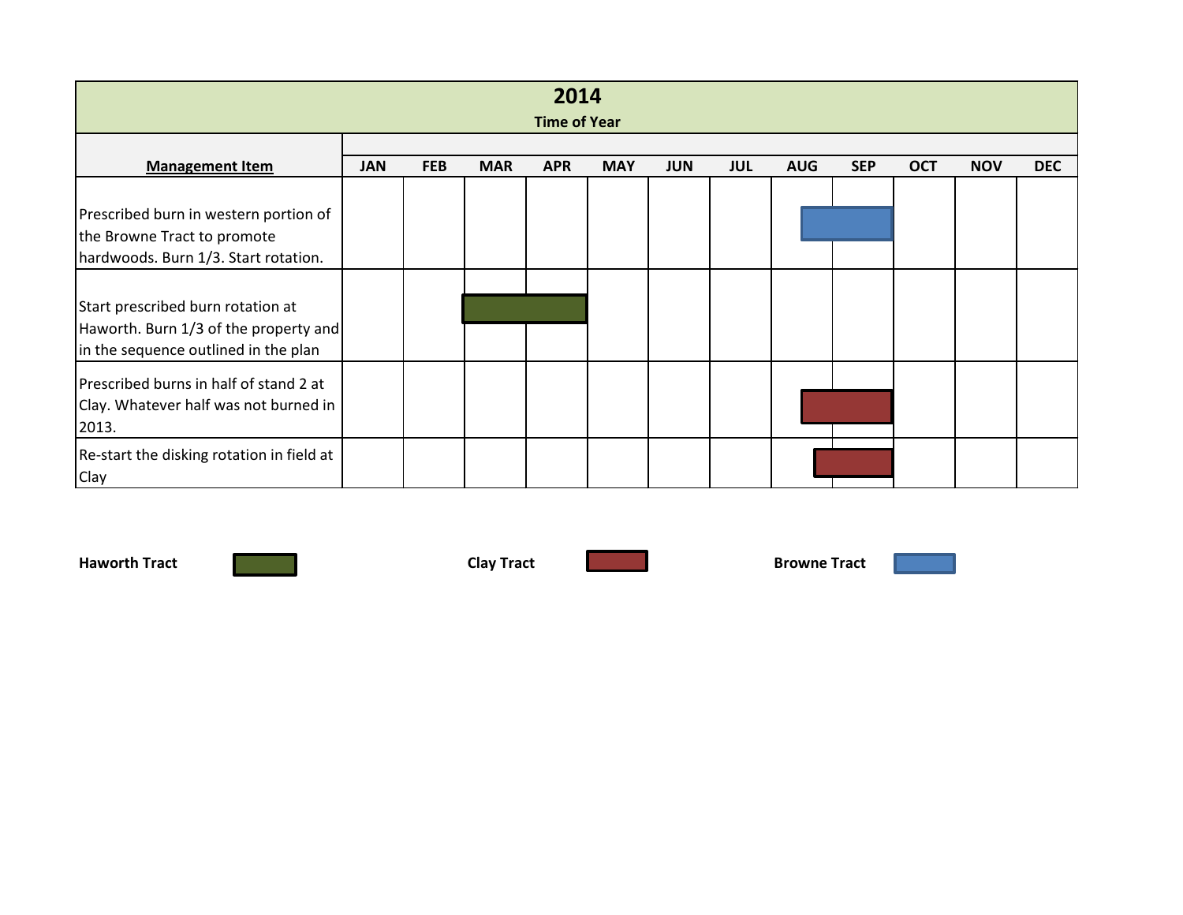# 2014

**Time of Year**

| Management Item | JAN | FEB | MAR | APR | MAY | JUN | JUL | AUG | SEP | OCT | NOV | DEC |
|---|---|---|---|---|---|---|---|---|---|---|---|---|
| Prescribed burn in western portion of the Browne Tract to promote hardwoods. Burn 1/3. Start rotation. | | | | | | | | X | X | | | |
| Start prescribed burn rotation at Haworth. Burn 1/3 of the property and in the sequence outlined in the plan | | | X | X | | | | | | | | |
| Prescribed burns in half of stand 2 at Clay. Whatever half was not burned in 2013. | | | | | | | | X | X | | | |
| Re-start the disking rotation in field at Clay | | | | | | | | X | X | | | |

**Haworth Tract** (green) **Clay Tract** (red) **Browne Tract** (blue)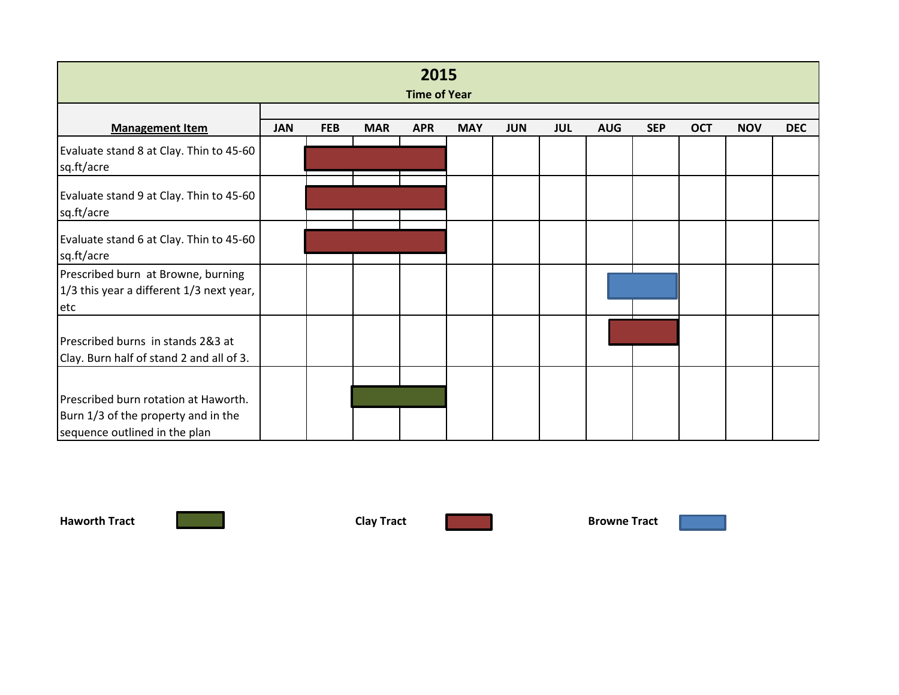# 2015

**Time of Year**

| Management Item | JAN | FEB | MAR | APR | MAY | JUN | JUL | AUG | SEP | OCT | NOV | DEC |
|---|---|---|---|---|---|---|---|---|---|---|---|---|
| Evaluate stand 8 at Clay. Thin to 45-60 sq.ft/acre | | Clay Tract | Clay Tract | Clay Tract | | | | | | | | |
| Evaluate stand 9 at Clay. Thin to 45-60 sq.ft/acre | | Clay Tract | Clay Tract | Clay Tract | | | | | | | | |
| Evaluate stand 6 at Clay. Thin to 45-60 sq.ft/acre | | Clay Tract | Clay Tract | Clay Tract | | | | | | | | |
| Prescribed burn at Browne, burning 1/3 this year a different 1/3 next year, etc | | | | | | | | Browne Tract | Browne Tract | | | |
| Prescribed burns in stands 2&3 at Clay. Burn half of stand 2 and all of 3. | | | | | | | | Clay Tract | Clay Tract | | | |
| Prescribed burn rotation at Haworth. Burn 1/3 of the property and in the sequence outlined in the plan | | | Haworth Tract | Haworth Tract | | | | | | | | |

**Haworth Tract** (green) **Clay Tract** (red) **Browne Tract** (blue)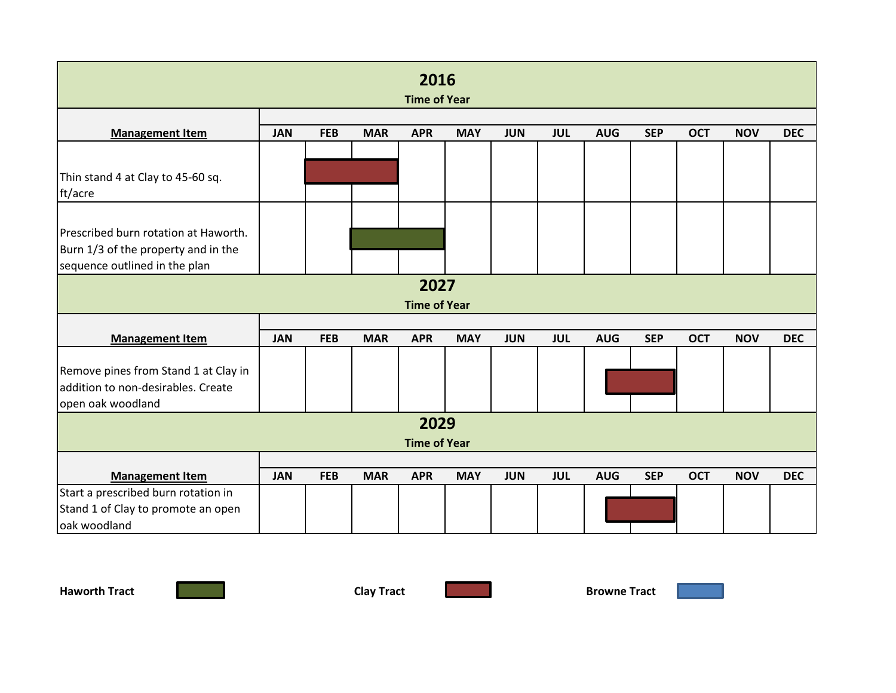## 2016

**Time of Year**

| Management Item | JAN | FEB | MAR | APR | MAY | JUN | JUL | AUG | SEP | OCT | NOV | DEC |
|---|---|---|---|---|---|---|---|---|---|---|---|---|
| Thin stand 4 at Clay to 45-60 sq. ft/acre | | | | | | | | | | | | |
| Prescribed burn rotation at Haworth. Burn 1/3 of the property and in the sequence outlined in the plan | | | | | | | | | | | | |

## 2027

**Time of Year**

| Management Item | JAN | FEB | MAR | APR | MAY | JUN | JUL | AUG | SEP | OCT | NOV | DEC |
|---|---|---|---|---|---|---|---|---|---|---|---|---|
| Remove pines from Stand 1 at Clay in addition to non-desirables. Create open oak woodland | | | | | | | | | | | | |

## 2029

**Time of Year**

| Management Item | JAN | FEB | MAR | APR | MAY | JUN | JUL | AUG | SEP | OCT | NOV | DEC |
|---|---|---|---|---|---|---|---|---|---|---|---|---|
| Start a prescribed burn rotation in Stand 1 of Clay to promote an open oak woodland | | | | | | | | | | | | |

**Haworth Tract** **Clay Tract** **Browne Tract**